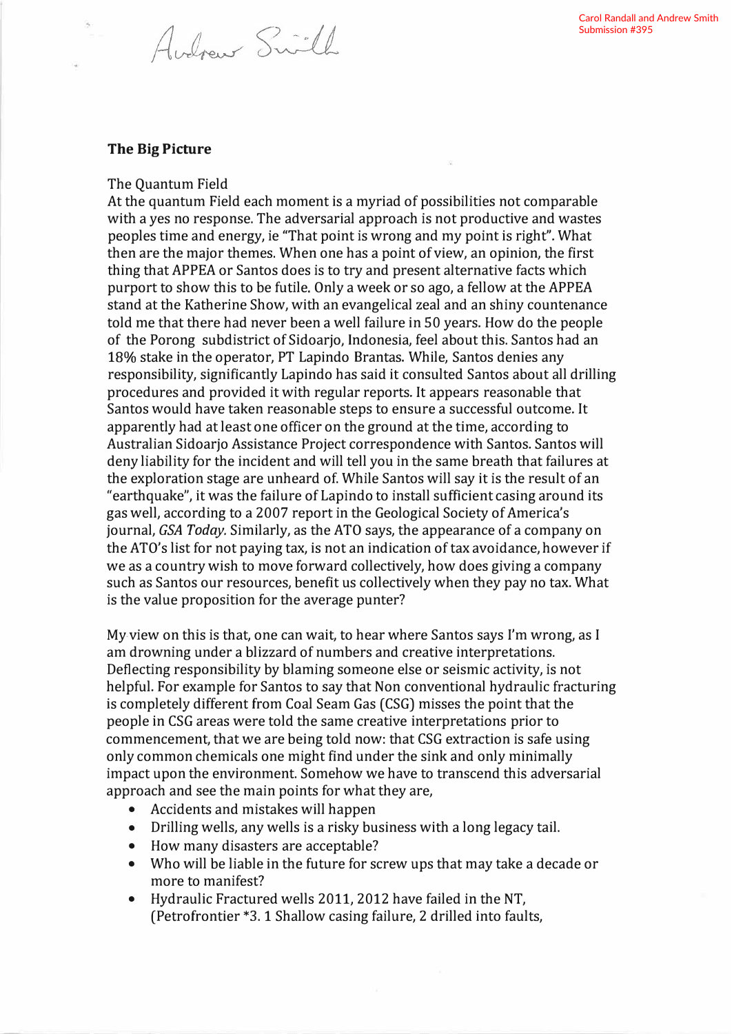Andrew Smith

Carol Randall and Andrew Smith
Submission #395

**The Big Picture**

The Quantum Field
At the quantum Field each moment is a myriad of possibilities not comparable with a yes no response. The adversarial approach is not productive and wastes peoples time and energy, ie "That point is wrong and my point is right". What then are the major themes. When one has a point of view, an opinion, the first thing that APPEA or Santos does is to try and present alternative facts which purport to show this to be futile. Only a week or so ago, a fellow at the APPEA stand at the Katherine Show, with an evangelical zeal and an shiny countenance told me that there had never been a well failure in 50 years. How do the people of the Porong subdistrict of Sidoarjo, Indonesia, feel about this. Santos had an 18% stake in the operator, PT Lapindo Brantas. While, Santos denies any responsibility, significantly Lapindo has said it consulted Santos about all drilling procedures and provided it with regular reports. It appears reasonable that Santos would have taken reasonable steps to ensure a successful outcome. It apparently had at least one officer on the ground at the time, according to Australian Sidoarjo Assistance Project correspondence with Santos. Santos will deny liability for the incident and will tell you in the same breath that failures at the exploration stage are unheard of. While Santos will say it is the result of an "earthquake", it was the failure of Lapindo to install sufficient casing around its gas well, according to a 2007 report in the Geological Society of America's journal, *GSA Today*. Similarly, as the ATO says, the appearance of a company on the ATO's list for not paying tax, is not an indication of tax avoidance, however if we as a country wish to move forward collectively, how does giving a company such as Santos our resources, benefit us collectively when they pay no tax. What is the value proposition for the average punter?

My view on this is that, one can wait, to hear where Santos says I'm wrong, as I am drowning under a blizzard of numbers and creative interpretations. Deflecting responsibility by blaming someone else or seismic activity, is not helpful. For example for Santos to say that Non conventional hydraulic fracturing is completely different from Coal Seam Gas (CSG) misses the point that the people in CSG areas were told the same creative interpretations prior to commencement, that we are being told now: that CSG extraction is safe using only common chemicals one might find under the sink and only minimally impact upon the environment. Somehow we have to transcend this adversarial approach and see the main points for what they are,

- Accidents and mistakes will happen
- Drilling wells, any wells is a risky business with a long legacy tail.
- How many disasters are acceptable?
- Who will be liable in the future for screw ups that may take a decade or more to manifest?
- Hydraulic Fractured wells 2011, 2012 have failed in the NT, (Petrofrontier *3. 1 Shallow casing failure, 2 drilled into faults,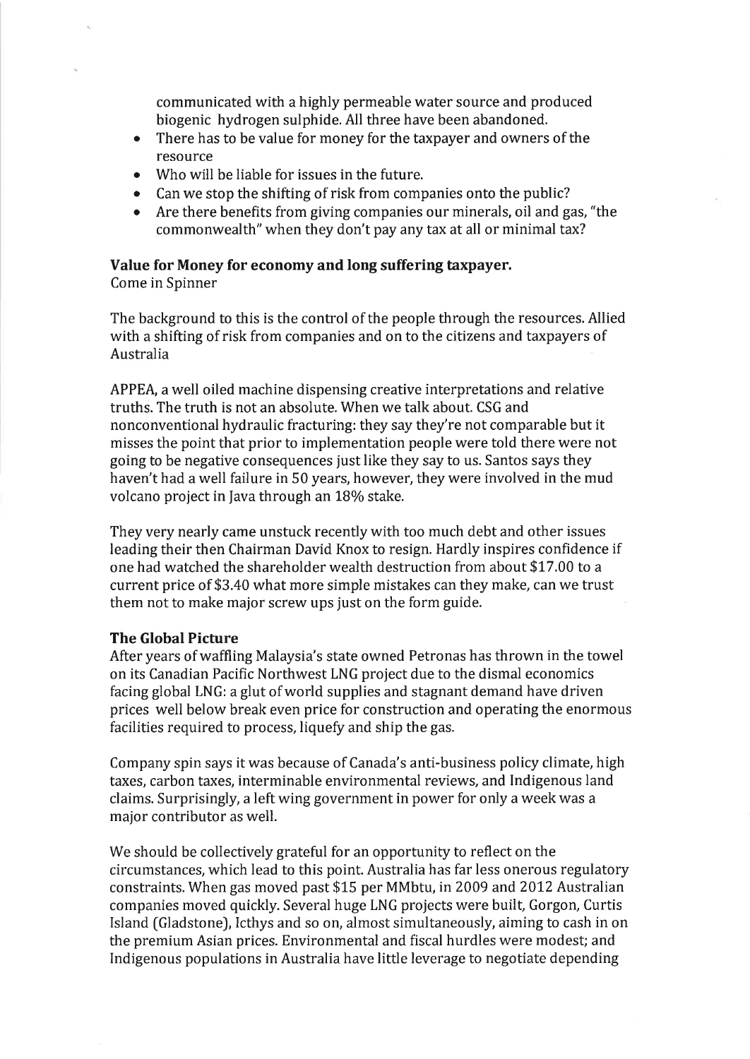communicated with a highly permeable water source and produced biogenic hydrogen sulphide. All three have been abandoned.

- There has to be value for money for the taxpayer and owners of the resource
- Who will be liable for issues in the future.
- Can we stop the shifting of risk from companies onto the public?
- Are there benefits from giving companies our minerals, oil and gas, "the commonwealth" when they don't pay any tax at all or minimal tax?

**Value for Money for economy and long suffering taxpayer.**

Come in Spinner

The background to this is the control of the people through the resources. Allied with a shifting of risk from companies and on to the citizens and taxpayers of Australia

APPEA, a well oiled machine dispensing creative interpretations and relative truths. The truth is not an absolute. When we talk about. CSG and nonconventional hydraulic fracturing: they say they're not comparable but it misses the point that prior to implementation people were told there were not going to be negative consequences just like they say to us. Santos says they haven't had a well failure in 50 years, however, they were involved in the mud volcano project in Java through an 18% stake.

They very nearly came unstuck recently with too much debt and other issues leading their then Chairman David Knox to resign. Hardly inspires confidence if one had watched the shareholder wealth destruction from about $17.00 to a current price of $3.40 what more simple mistakes can they make, can we trust them not to make major screw ups just on the form guide.

**The Global Picture**

After years of waffling Malaysia's state owned Petronas has thrown in the towel on its Canadian Pacific Northwest LNG project due to the dismal economics facing global LNG: a glut of world supplies and stagnant demand have driven prices well below break even price for construction and operating the enormous facilities required to process, liquefy and ship the gas.

Company spin says it was because of Canada's anti-business policy climate, high taxes, carbon taxes, interminable environmental reviews, and Indigenous land claims. Surprisingly, a left wing government in power for only a week was a major contributor as well.

We should be collectively grateful for an opportunity to reflect on the circumstances, which lead to this point. Australia has far less onerous regulatory constraints. When gas moved past $15 per MMbtu, in 2009 and 2012 Australian companies moved quickly. Several huge LNG projects were built, Gorgon, Curtis Island (Gladstone), Icthys and so on, almost simultaneously, aiming to cash in on the premium Asian prices. Environmental and fiscal hurdles were modest; and Indigenous populations in Australia have little leverage to negotiate depending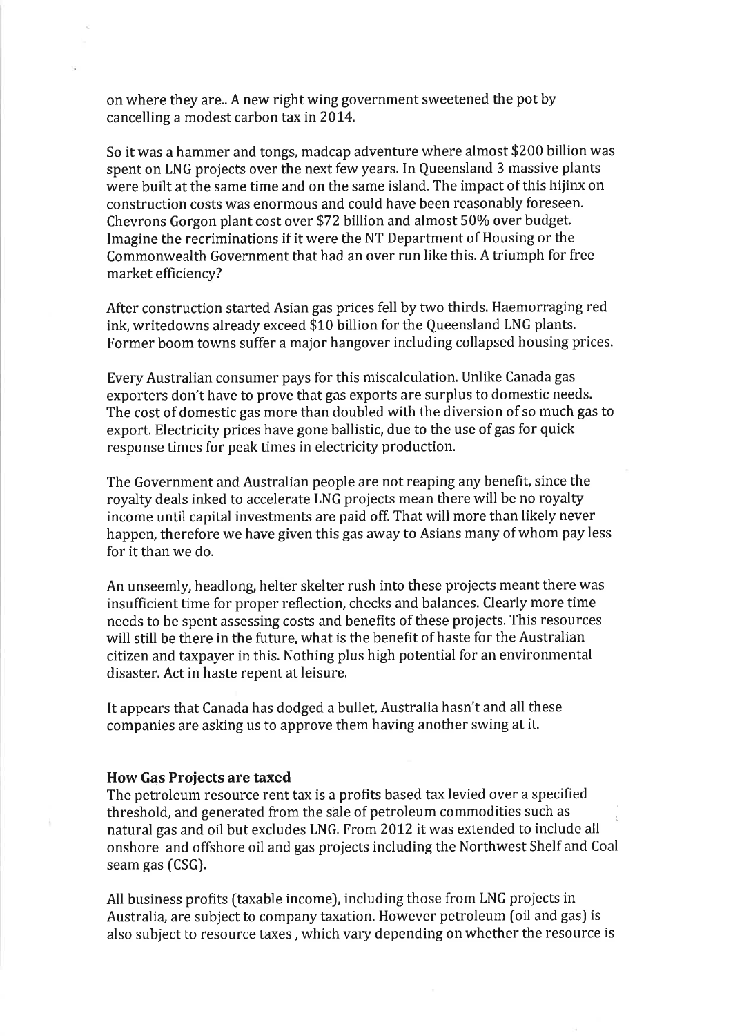on where they are.. A new right wing government sweetened the pot by cancelling a modest carbon tax in 2014.

So it was a hammer and tongs, madcap adventure where almost $200 billion was spent on LNG projects over the next few years. In Queensland 3 massive plants were built at the same time and on the same island. The impact of this hijinx on construction costs was enormous and could have been reasonably foreseen. Chevrons Gorgon plant cost over $72 billion and almost 50% over budget. Imagine the recriminations if it were the NT Department of Housing or the Commonwealth Government that had an over run like this. A triumph for free market efficiency?

After construction started Asian gas prices fell by two thirds. Haemorraging red ink, writedowns already exceed $10 billion for the Queensland LNG plants. Former boom towns suffer a major hangover including collapsed housing prices.

Every Australian consumer pays for this miscalculation. Unlike Canada gas exporters don't have to prove that gas exports are surplus to domestic needs. The cost of domestic gas more than doubled with the diversion of so much gas to export. Electricity prices have gone ballistic, due to the use of gas for quick response times for peak times in electricity production.

The Government and Australian people are not reaping any benefit, since the royalty deals inked to accelerate LNG projects mean there will be no royalty income until capital investments are paid off. That will more than likely never happen, therefore we have given this gas away to Asians many of whom pay less for it than we do.

An unseemly, headlong, helter skelter rush into these projects meant there was insufficient time for proper reflection, checks and balances. Clearly more time needs to be spent assessing costs and benefits of these projects. This resources will still be there in the future, what is the benefit of haste for the Australian citizen and taxpayer in this. Nothing plus high potential for an environmental disaster. Act in haste repent at leisure.

It appears that Canada has dodged a bullet, Australia hasn't and all these companies are asking us to approve them having another swing at it.

**How Gas Projects are taxed**

The petroleum resource rent tax is a profits based tax levied over a specified threshold, and generated from the sale of petroleum commodities such as natural gas and oil but excludes LNG. From 2012 it was extended to include all onshore and offshore oil and gas projects including the Northwest Shelf and Coal seam gas (CSG).

All business profits (taxable income), including those from LNG projects in Australia, are subject to company taxation. However petroleum (oil and gas) is also subject to resource taxes , which vary depending on whether the resource is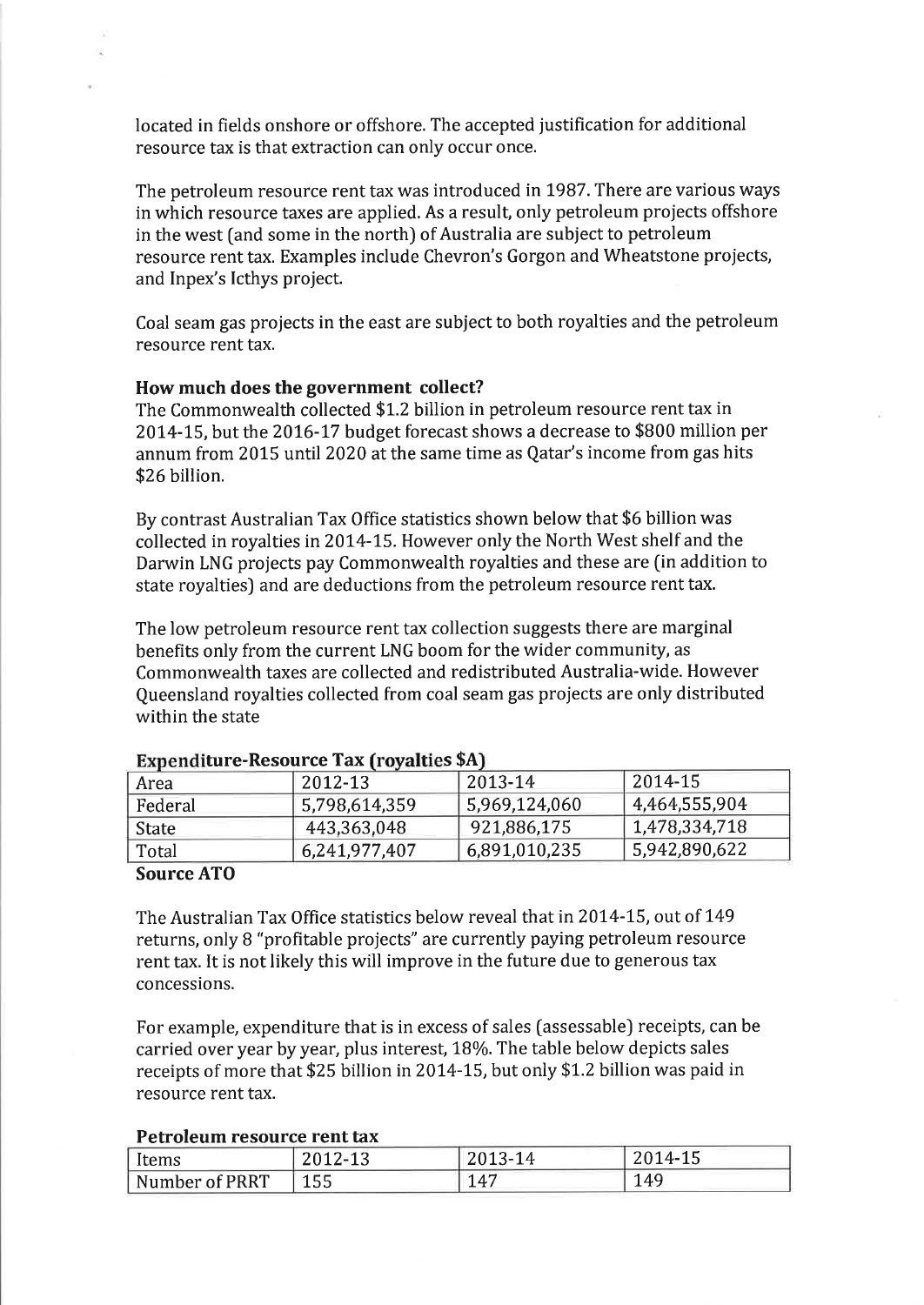located in fields onshore or offshore. The accepted justification for additional resource tax is that extraction can only occur once.

The petroleum resource rent tax was introduced in 1987. There are various ways in which resource taxes are applied. As a result, only petroleum projects offshore in the west (and some in the north) of Australia are subject to petroleum resource rent tax. Examples include Chevron's Gorgon and Wheatstone projects, and Inpex's Icthys project.

Coal seam gas projects in the east are subject to both royalties and the petroleum resource rent tax.

**How much does the government collect?**

The Commonwealth collected \$1.2 billion in petroleum resource rent tax in 2014-15, but the 2016-17 budget forecast shows a decrease to \$800 million per annum from 2015 until 2020 at the same time as Qatar's income from gas hits \$26 billion.

By contrast Australian Tax Office statistics shown below that \$6 billion was collected in royalties in 2014-15. However only the North West shelf and the Darwin LNG projects pay Commonwealth royalties and these are (in addition to state royalties) and are deductions from the petroleum resource rent tax.

The low petroleum resource rent tax collection suggests there are marginal benefits only from the current LNG boom for the wider community, as Commonwealth taxes are collected and redistributed Australia-wide. However Queensland royalties collected from coal seam gas projects are only distributed within the state

**Expenditure-Resource Tax (royalties \$A)**

| Area | 2012-13 | 2013-14 | 2014-15 |
|---|---|---|---|
| Federal | 5,798,614,359 | 5,969,124,060 | 4,464,555,904 |
| State | 443,363,048 | 921,886,175 | 1,478,334,718 |
| Total | 6,241,977,407 | 6,891,010,235 | 5,942,890,622 |

**Source ATO**

The Australian Tax Office statistics below reveal that in 2014-15, out of 149 returns, only 8 "profitable projects" are currently paying petroleum resource rent tax. It is not likely this will improve in the future due to generous tax concessions.

For example, expenditure that is in excess of sales (assessable) receipts, can be carried over year by year, plus interest, 18%. The table below depicts sales receipts of more that \$25 billion in 2014-15, but only \$1.2 billion was paid in resource rent tax.

**Petroleum resource rent tax**

| Items | 2012-13 | 2013-14 | 2014-15 |
|---|---|---|---|
| Number of PRRT | 155 | 147 | 149 |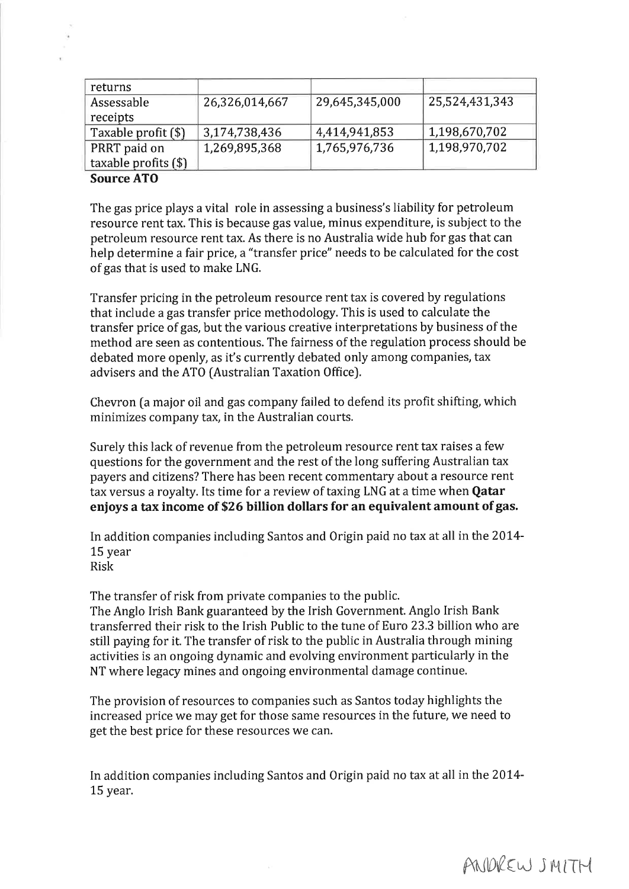| returns | | | |
|---|---|---|---|
| Assessable receipts | 26,326,014,667 | 29,645,345,000 | 25,524,431,343 |
| Taxable profit ($) | 3,174,738,436 | 4,414,941,853 | 1,198,670,702 |
| PRRT paid on taxable profits ($) | 1,269,895,368 | 1,765,976,736 | 1,198,970,702 |

**Source ATO**

The gas price plays a vital role in assessing a business's liability for petroleum resource rent tax. This is because gas value, minus expenditure, is subject to the petroleum resource rent tax. As there is no Australia wide hub for gas that can help determine a fair price, a "transfer price" needs to be calculated for the cost of gas that is used to make LNG.

Transfer pricing in the petroleum resource rent tax is covered by regulations that include a gas transfer price methodology. This is used to calculate the transfer price of gas, but the various creative interpretations by business of the method are seen as contentious. The fairness of the regulation process should be debated more openly, as it's currently debated only among companies, tax advisers and the ATO (Australian Taxation Office).

Chevron (a major oil and gas company failed to defend its profit shifting, which minimizes company tax, in the Australian courts.

Surely this lack of revenue from the petroleum resource rent tax raises a few questions for the government and the rest of the long suffering Australian tax payers and citizens? There has been recent commentary about a resource rent tax versus a royalty. Its time for a review of taxing LNG at a time when **Qatar enjoys a tax income of $26 billion dollars for an equivalent amount of gas.**

In addition companies including Santos and Origin paid no tax at all in the 2014-15 year
Risk

The transfer of risk from private companies to the public.
The Anglo Irish Bank guaranteed by the Irish Government. Anglo Irish Bank transferred their risk to the Irish Public to the tune of Euro 23.3 billion who are still paying for it. The transfer of risk to the public in Australia through mining activities is an ongoing dynamic and evolving environment particularly in the NT where legacy mines and ongoing environmental damage continue.

The provision of resources to companies such as Santos today highlights the increased price we may get for those same resources in the future, we need to get the best price for these resources we can.

In addition companies including Santos and Origin paid no tax at all in the 2014-15 year.

ANDREW SMITH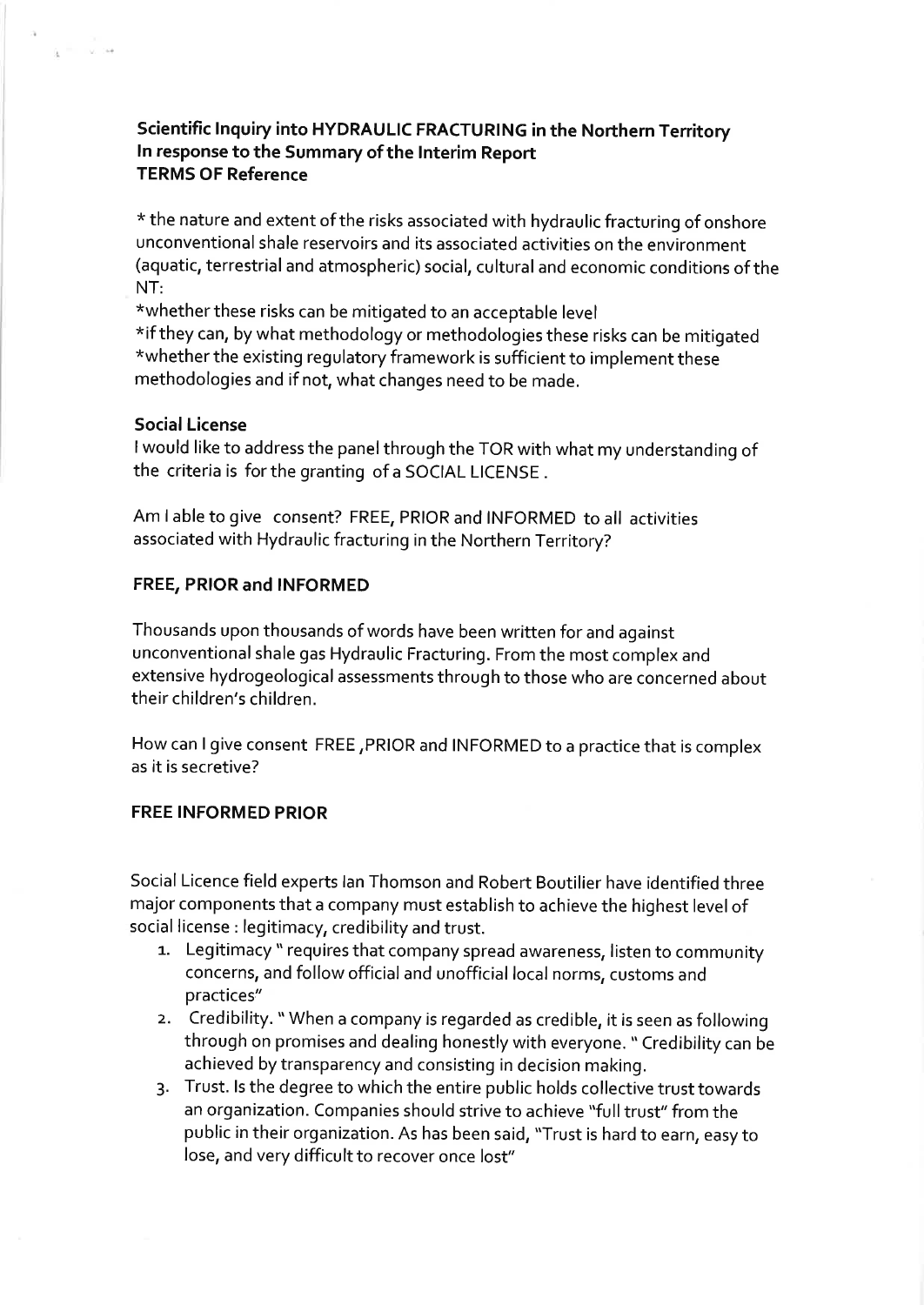**Scientific Inquiry into HYDRAULIC FRACTURING in the Northern Territory**
**In response to the Summary of the Interim Report**
**TERMS OF Reference**

* the nature and extent of the risks associated with hydraulic fracturing of onshore unconventional shale reservoirs and its associated activities on the environment (aquatic, terrestrial and atmospheric) social, cultural and economic conditions of the NT:
*whether these risks can be mitigated to an acceptable level
*if they can, by what methodology or methodologies these risks can be mitigated
*whether the existing regulatory framework is sufficient to implement these methodologies and if not, what changes need to be made.

**Social License**

I would like to address the panel through the TOR with what my understanding of the criteria is for the granting of a SOCIAL LICENSE .

Am I able to give consent? FREE, PRIOR and INFORMED to all activities associated with Hydraulic fracturing in the Northern Territory?

**FREE, PRIOR and INFORMED**

Thousands upon thousands of words have been written for and against unconventional shale gas Hydraulic Fracturing. From the most complex and extensive hydrogeological assessments through to those who are concerned about their children's children.

How can I give consent FREE ,PRIOR and INFORMED to a practice that is complex as it is secretive?

**FREE INFORMED PRIOR**

Social Licence field experts Ian Thomson and Robert Boutilier have identified three major components that a company must establish to achieve the highest level of social license : legitimacy, credibility and trust.

1. Legitimacy " requires that company spread awareness, listen to community concerns, and follow official and unofficial local norms, customs and practices"
2. Credibility. " When a company is regarded as credible, it is seen as following through on promises and dealing honestly with everyone. " Credibility can be achieved by transparency and consisting in decision making.
3. Trust. Is the degree to which the entire public holds collective trust towards an organization. Companies should strive to achieve "full trust" from the public in their organization. As has been said, "Trust is hard to earn, easy to lose, and very difficult to recover once lost"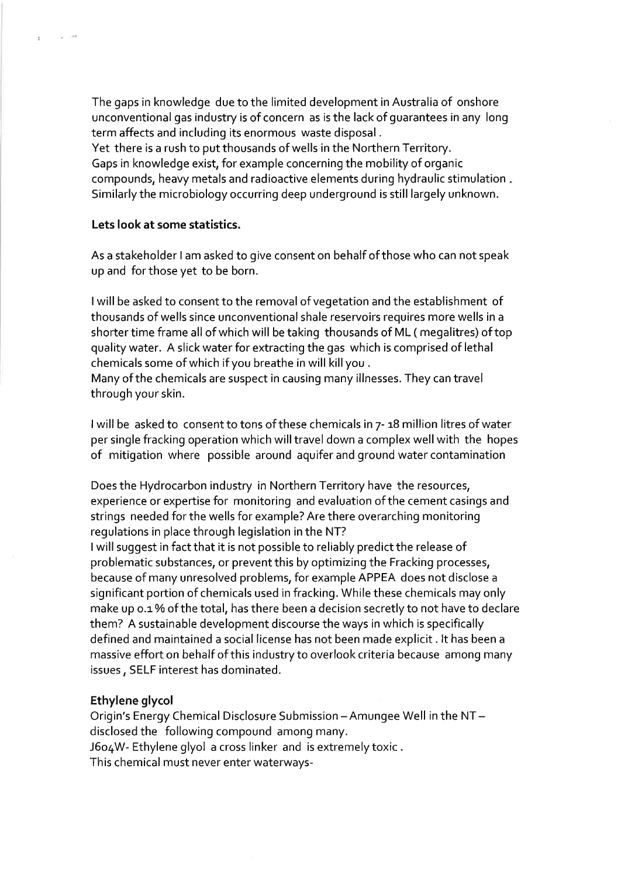The gaps in knowledge due to the limited development in Australia of onshore unconventional gas industry is of concern as is the lack of guarantees in any long term affects and including its enormous waste disposal.
Yet there is a rush to put thousands of wells in the Northern Territory.
Gaps in knowledge exist, for example concerning the mobility of organic compounds, heavy metals and radioactive elements during hydraulic stimulation. Similarly the microbiology occurring deep underground is still largely unknown.

**Lets look at some statistics.**

As a stakeholder I am asked to give consent on behalf of those who can not speak up and for those yet to be born.

I will be asked to consent to the removal of vegetation and the establishment of thousands of wells since unconventional shale reservoirs requires more wells in a shorter time frame all of which will be taking thousands of ML ( megalitres) of top quality water. A slick water for extracting the gas which is comprised of lethal chemicals some of which if you breathe in will kill you.
Many of the chemicals are suspect in causing many illnesses. They can travel through your skin.

I will be asked to consent to tons of these chemicals in 7- 18 million litres of water per single fracking operation which will travel down a complex well with the hopes of mitigation where possible around aquifer and ground water contamination

Does the Hydrocarbon industry in Northern Territory have the resources, experience or expertise for monitoring and evaluation of the cement casings and strings needed for the wells for example? Are there overarching monitoring regulations in place through legislation in the NT?
I will suggest in fact that it is not possible to reliably predict the release of problematic substances, or prevent this by optimizing the Fracking processes, because of many unresolved problems, for example APPEA does not disclose a significant portion of chemicals used in fracking. While these chemicals may only make up 0.1 % of the total, has there been a decision secretly to not have to declare them? A sustainable development discourse the ways in which is specifically defined and maintained a social license has not been made explicit. It has been a massive effort on behalf of this industry to overlook criteria because among many issues, SELF interest has dominated.

**Ethylene glycol**

Origin's Energy Chemical Disclosure Submission – Amungee Well in the NT – disclosed the following compound among many.
J604W- Ethylene glyol a cross linker and is extremely toxic.
This chemical must never enter waterways-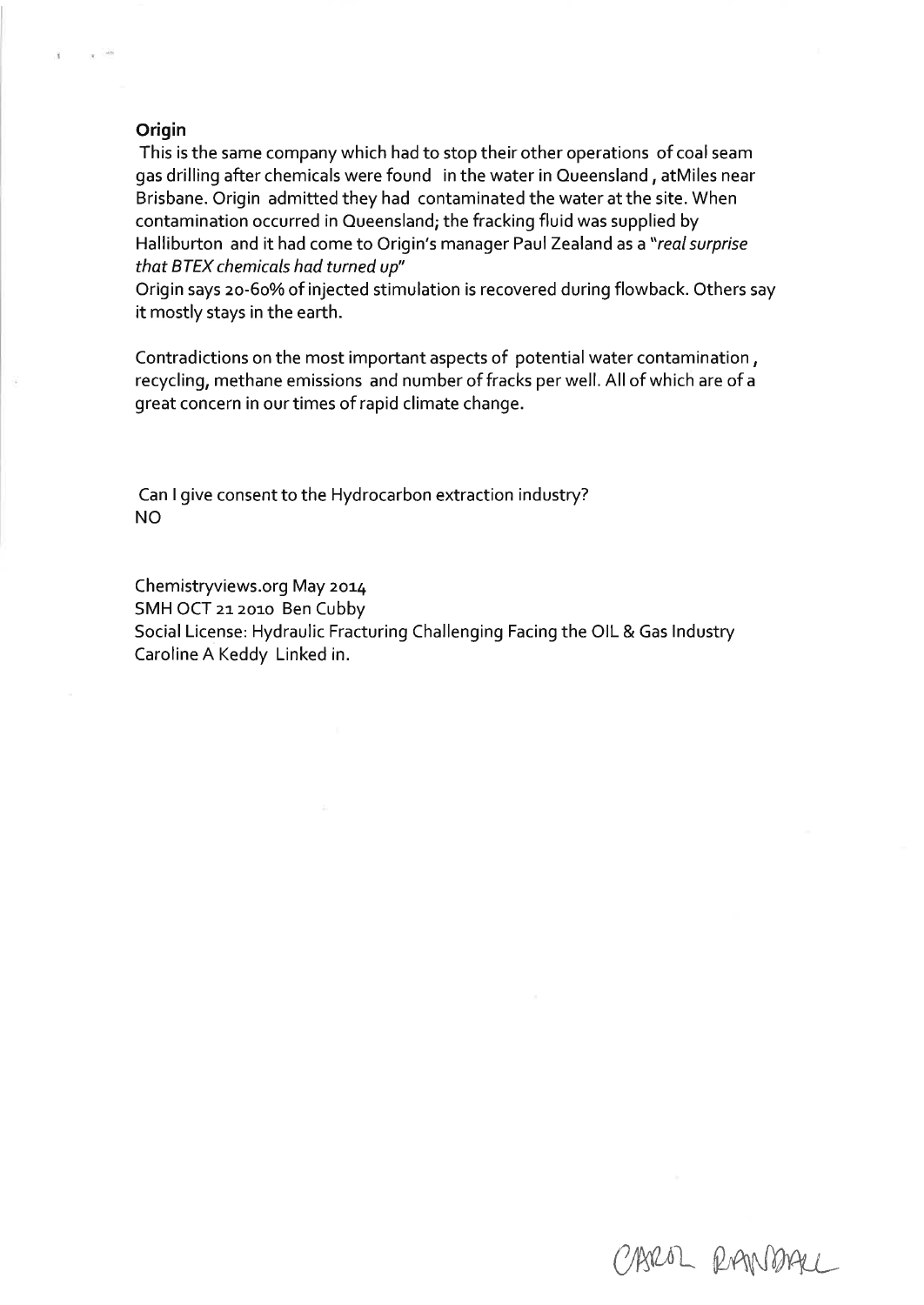**Origin**

This is the same company which had to stop their other operations of coal seam gas drilling after chemicals were found in the water in Queensland , atMiles near Brisbane. Origin admitted they had contaminated the water at the site. When contamination occurred in Queensland; the fracking fluid was supplied by Halliburton and it had come to Origin's manager Paul Zealand as a *"real surprise that BTEX chemicals had turned up"*

Origin says 20-60% of injected stimulation is recovered during flowback. Others say it mostly stays in the earth.

Contradictions on the most important aspects of potential water contamination , recycling, methane emissions and number of fracks per well. All of which are of a great concern in our times of rapid climate change.

Can I give consent to the Hydrocarbon extraction industry?
NO

Chemistryviews.org May 2014
SMH OCT 21 2010 Ben Cubby
Social License: Hydraulic Fracturing Challenging Facing the OIL & Gas Industry
Caroline A Keddy Linked in.

CAROL RANDALL